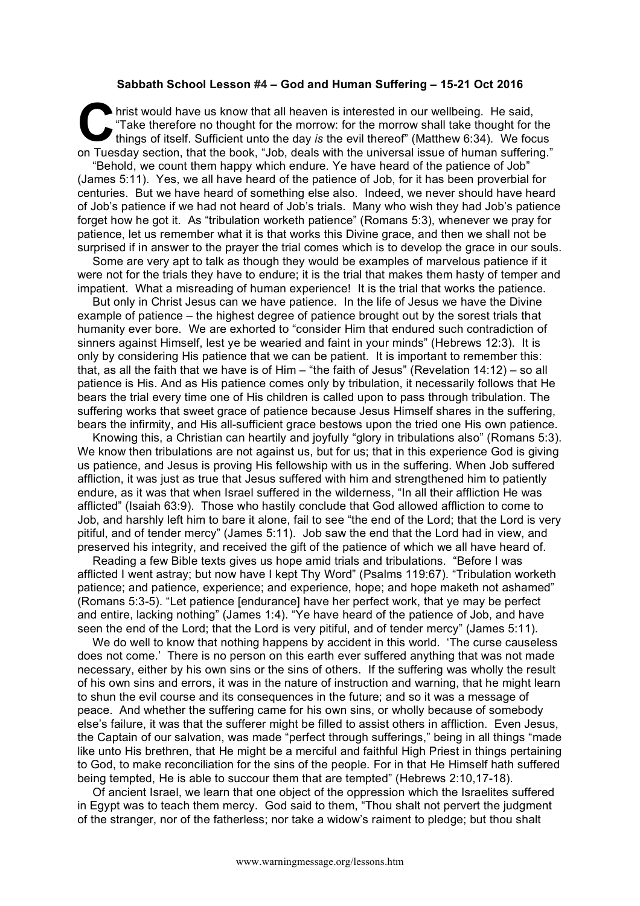**Sabbath School Lesson #4 – God and Human Suffering – 15-21 Oct 2016**

Christ would have us know that all heaven is interested in our wellbeing. He said, "Take therefore no thought for the morrow: for the morrow shall take thought for the things of itself. Sufficient unto the day *is* the evil thereof" (Matthew 6:34). We focus on Tuesday section, that the book, "Job, deals with the universal issue of human suffering."

"Behold, we count them happy which endure. Ye have heard of the patience of Job" (James 5:11). Yes, we all have heard of the patience of Job, for it has been proverbial for centuries. But we have heard of something else also. Indeed, we never should have heard of Job's patience if we had not heard of Job's trials. Many who wish they had Job's patience forget how he got it. As "tribulation worketh patience" (Romans 5:3), whenever we pray for patience, let us remember what it is that works this Divine grace, and then we shall not be surprised if in answer to the prayer the trial comes which is to develop the grace in our souls.

Some are very apt to talk as though they would be examples of marvelous patience if it were not for the trials they have to endure; it is the trial that makes them hasty of temper and impatient. What a misreading of human experience! It is the trial that works the patience.

But only in Christ Jesus can we have patience. In the life of Jesus we have the Divine example of patience – the highest degree of patience brought out by the sorest trials that humanity ever bore. We are exhorted to "consider Him that endured such contradiction of sinners against Himself, lest ye be wearied and faint in your minds" (Hebrews 12:3). It is only by considering His patience that we can be patient. It is important to remember this: that, as all the faith that we have is of Him – "the faith of Jesus" (Revelation 14:12) – so all patience is His. And as His patience comes only by tribulation, it necessarily follows that He bears the trial every time one of His children is called upon to pass through tribulation. The suffering works that sweet grace of patience because Jesus Himself shares in the suffering, bears the infirmity, and His all-sufficient grace bestows upon the tried one His own patience.

Knowing this, a Christian can heartily and joyfully "glory in tribulations also" (Romans 5:3). We know then tribulations are not against us, but for us; that in this experience God is giving us patience, and Jesus is proving His fellowship with us in the suffering. When Job suffered affliction, it was just as true that Jesus suffered with him and strengthened him to patiently endure, as it was that when Israel suffered in the wilderness, "In all their affliction He was afflicted" (Isaiah 63:9). Those who hastily conclude that God allowed affliction to come to Job, and harshly left him to bare it alone, fail to see "the end of the Lord; that the Lord is very pitiful, and of tender mercy" (James 5:11). Job saw the end that the Lord had in view, and preserved his integrity, and received the gift of the patience of which we all have heard of.

Reading a few Bible texts gives us hope amid trials and tribulations. "Before I was afflicted I went astray; but now have I kept Thy Word" (Psalms 119:67). "Tribulation worketh patience; and patience, experience; and experience, hope; and hope maketh not ashamed" (Romans 5:3-5). "Let patience [endurance] have her perfect work, that ye may be perfect and entire, lacking nothing" (James 1:4). "Ye have heard of the patience of Job, and have seen the end of the Lord; that the Lord is very pitiful, and of tender mercy" (James 5:11).

We do well to know that nothing happens by accident in this world. 'The curse causeless does not come.' There is no person on this earth ever suffered anything that was not made necessary, either by his own sins or the sins of others. If the suffering was wholly the result of his own sins and errors, it was in the nature of instruction and warning, that he might learn to shun the evil course and its consequences in the future; and so it was a message of peace. And whether the suffering came for his own sins, or wholly because of somebody else's failure, it was that the sufferer might be filled to assist others in affliction. Even Jesus, the Captain of our salvation, was made "perfect through sufferings," being in all things "made like unto His brethren, that He might be a merciful and faithful High Priest in things pertaining to God, to make reconciliation for the sins of the people. For in that He Himself hath suffered being tempted, He is able to succour them that are tempted" (Hebrews 2:10,17-18).

Of ancient Israel, we learn that one object of the oppression which the Israelites suffered in Egypt was to teach them mercy. God said to them, "Thou shalt not pervert the judgment of the stranger, nor of the fatherless; nor take a widow's raiment to pledge; but thou shalt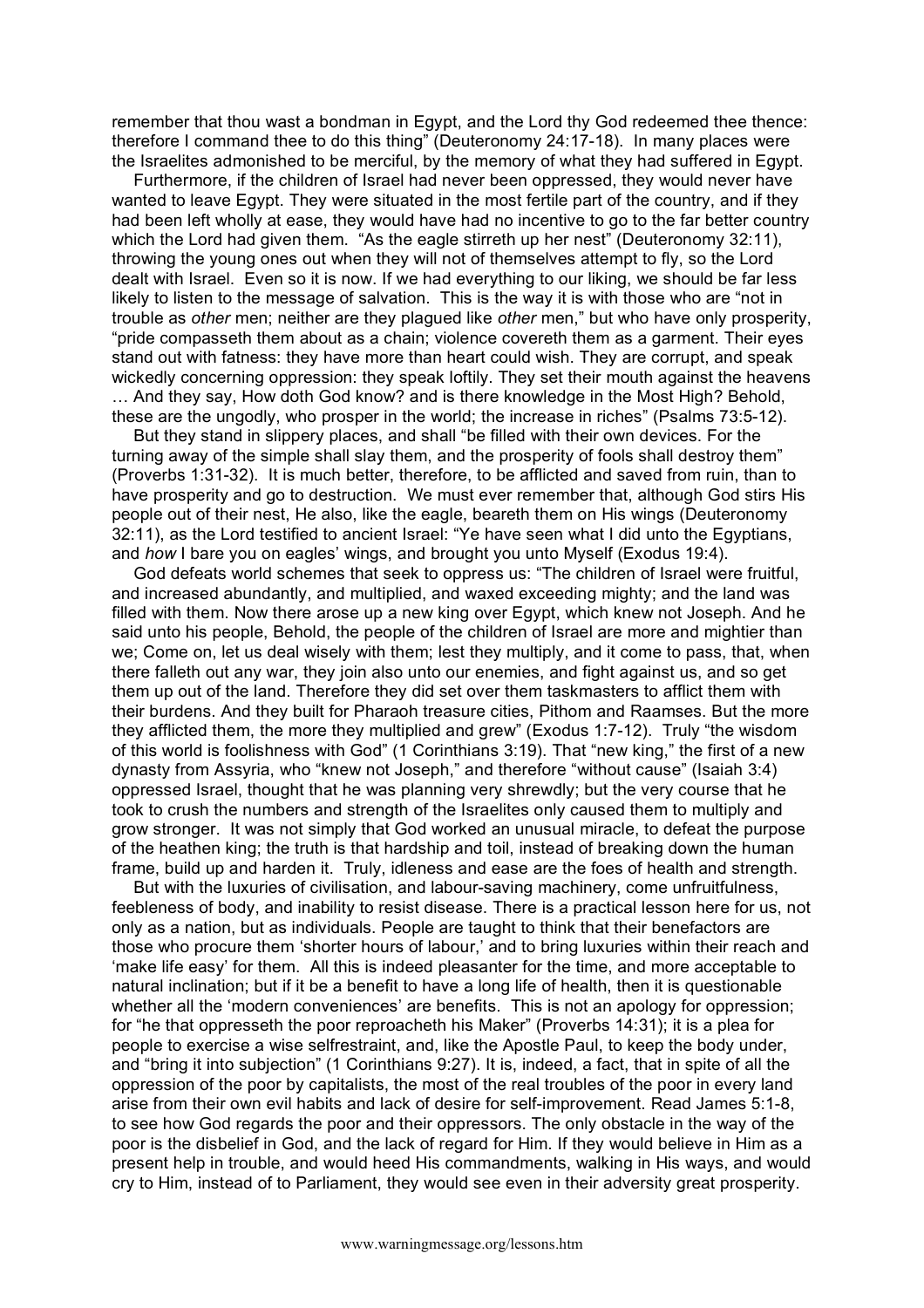remember that thou wast a bondman in Egypt, and the Lord thy God redeemed thee thence: therefore I command thee to do this thing" (Deuteronomy 24:17-18). In many places were the Israelites admonished to be merciful, by the memory of what they had suffered in Egypt.

Furthermore, if the children of Israel had never been oppressed, they would never have wanted to leave Egypt. They were situated in the most fertile part of the country, and if they had been left wholly at ease, they would have had no incentive to go to the far better country which the Lord had given them. "As the eagle stirreth up her nest" (Deuteronomy 32:11), throwing the young ones out when they will not of themselves attempt to fly, so the Lord dealt with Israel. Even so it is now. If we had everything to our liking, we should be far less likely to listen to the message of salvation. This is the way it is with those who are "not in trouble as *other* men; neither are they plagued like *other* men," but who have only prosperity, "pride compasseth them about as a chain; violence covereth them as a garment. Their eyes stand out with fatness: they have more than heart could wish. They are corrupt, and speak wickedly concerning oppression: they speak loftily. They set their mouth against the heavens … And they say, How doth God know? and is there knowledge in the Most High? Behold, these are the ungodly, who prosper in the world; the increase in riches" (Psalms 73:5-12).

But they stand in slippery places, and shall "be filled with their own devices. For the turning away of the simple shall slay them, and the prosperity of fools shall destroy them" (Proverbs 1:31-32). It is much better, therefore, to be afflicted and saved from ruin, than to have prosperity and go to destruction. We must ever remember that, although God stirs His people out of their nest, He also, like the eagle, beareth them on His wings (Deuteronomy 32:11), as the Lord testified to ancient Israel: "Ye have seen what I did unto the Egyptians, and *how* I bare you on eagles' wings, and brought you unto Myself (Exodus 19:4).

God defeats world schemes that seek to oppress us: "The children of Israel were fruitful, and increased abundantly, and multiplied, and waxed exceeding mighty; and the land was filled with them. Now there arose up a new king over Egypt, which knew not Joseph. And he said unto his people, Behold, the people of the children of Israel are more and mightier than we; Come on, let us deal wisely with them; lest they multiply, and it come to pass, that, when there falleth out any war, they join also unto our enemies, and fight against us, and so get them up out of the land. Therefore they did set over them taskmasters to afflict them with their burdens. And they built for Pharaoh treasure cities, Pithom and Raamses. But the more they afflicted them, the more they multiplied and grew" (Exodus 1:7-12). Truly "the wisdom of this world is foolishness with God" (1 Corinthians 3:19). That "new king," the first of a new dynasty from Assyria, who "knew not Joseph," and therefore "without cause" (Isaiah 3:4) oppressed Israel, thought that he was planning very shrewdly; but the very course that he took to crush the numbers and strength of the Israelites only caused them to multiply and grow stronger. It was not simply that God worked an unusual miracle, to defeat the purpose of the heathen king; the truth is that hardship and toil, instead of breaking down the human frame, build up and harden it. Truly, idleness and ease are the foes of health and strength.

But with the luxuries of civilisation, and labour-saving machinery, come unfruitfulness, feebleness of body, and inability to resist disease. There is a practical lesson here for us, not only as a nation, but as individuals. People are taught to think that their benefactors are those who procure them 'shorter hours of labour,' and to bring luxuries within their reach and 'make life easy' for them. All this is indeed pleasanter for the time, and more acceptable to natural inclination; but if it be a benefit to have a long life of health, then it is questionable whether all the 'modern conveniences' are benefits. This is not an apology for oppression; for "he that oppresseth the poor reproacheth his Maker" (Proverbs 14:31); it is a plea for people to exercise a wise selfrestraint, and, like the Apostle Paul, to keep the body under, and "bring it into subjection" (1 Corinthians 9:27). It is, indeed, a fact, that in spite of all the oppression of the poor by capitalists, the most of the real troubles of the poor in every land arise from their own evil habits and lack of desire for self-improvement. Read James 5:1-8, to see how God regards the poor and their oppressors. The only obstacle in the way of the poor is the disbelief in God, and the lack of regard for Him. If they would believe in Him as a present help in trouble, and would heed His commandments, walking in His ways, and would cry to Him, instead of to Parliament, they would see even in their adversity great prosperity.